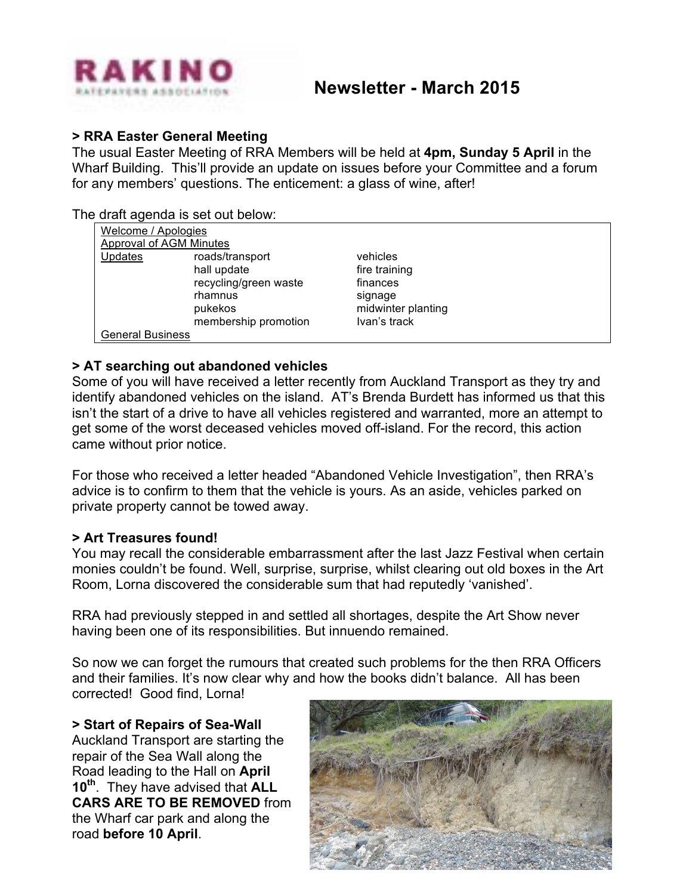RAKINO RATEPAYERS ASSOCIATION

# Newsletter - March 2015

### > RRA Easter General Meeting

The usual Easter Meeting of RRA Members will be held at **4pm, Sunday 5 April** in the Wharf Building. This'll provide an update on issues before your Committee and a forum for any members' questions. The enticement: a glass of wine, after!

The draft agenda is set out below:

| | | |
|---|---|---|
| Welcome / Apologies | | |
| Approval of AGM Minutes | | |
| Updates | roads/transport | vehicles |
| | hall update | fire training |
| | recycling/green waste | finances |
| | rhamnus | signage |
| | pukekos | midwinter planting |
| | membership promotion | Ivan's track |
| General Business | | |

### > AT searching out abandoned vehicles

Some of you will have received a letter recently from Auckland Transport as they try and identify abandoned vehicles on the island. AT's Brenda Burdett has informed us that this isn't the start of a drive to have all vehicles registered and warranted, more an attempt to get some of the worst deceased vehicles moved off-island. For the record, this action came without prior notice.

For those who received a letter headed "Abandoned Vehicle Investigation", then RRA's advice is to confirm to them that the vehicle is yours. As an aside, vehicles parked on private property cannot be towed away.

### > Art Treasures found!

You may recall the considerable embarrassment after the last Jazz Festival when certain monies couldn't be found. Well, surprise, surprise, whilst clearing out old boxes in the Art Room, Lorna discovered the considerable sum that had reputedly 'vanished'.

RRA had previously stepped in and settled all shortages, despite the Art Show never having been one of its responsibilities. But innuendo remained.

So now we can forget the rumours that created such problems for the then RRA Officers and their families. It's now clear why and how the books didn't balance. All has been corrected! Good find, Lorna!

### > Start of Repairs of Sea-Wall

Auckland Transport are starting the repair of the Sea Wall along the Road leading to the Hall on **April 10th**. They have advised that **ALL CARS ARE TO BE REMOVED** from the Wharf car park and along the road **before 10 April**.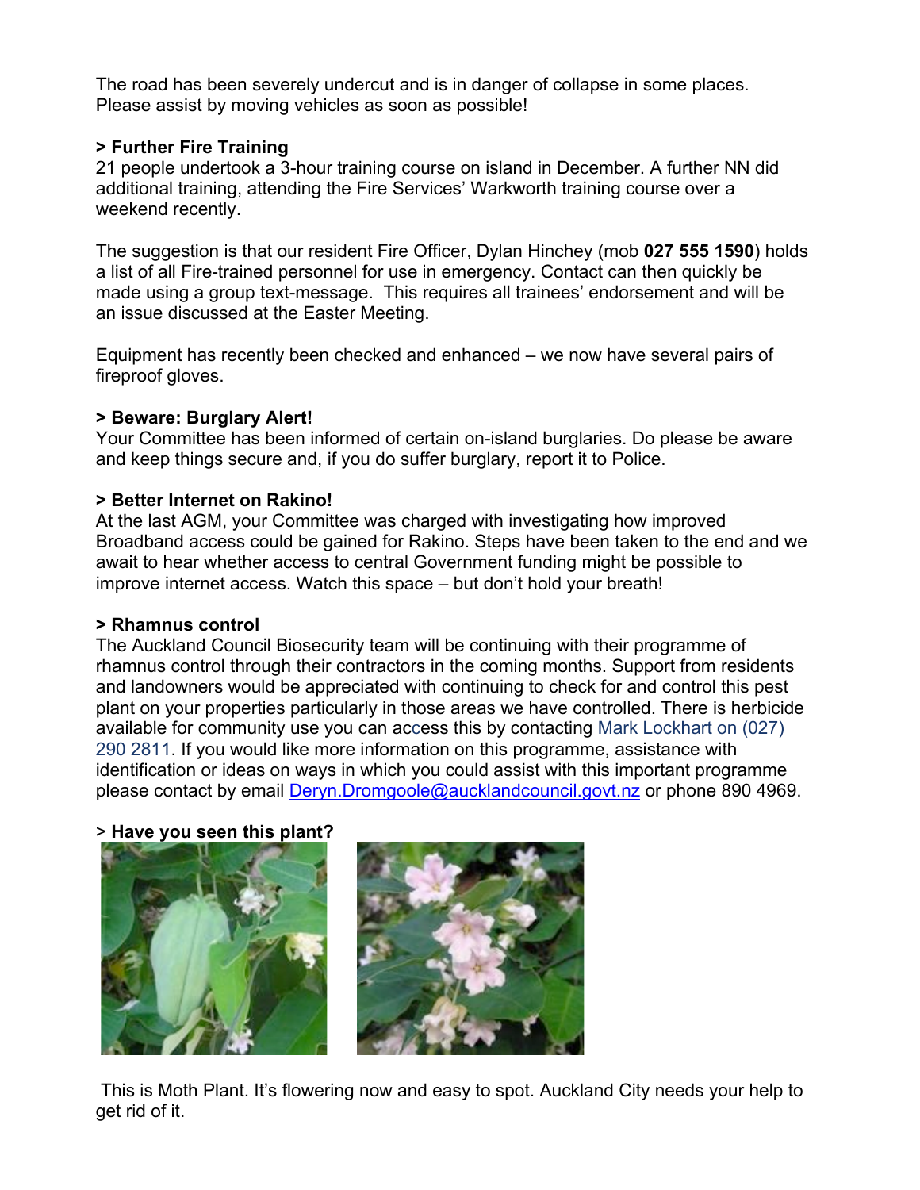The road has been severely undercut and is in danger of collapse in some places. Please assist by moving vehicles as soon as possible!

**> Further Fire Training**

21 people undertook a 3-hour training course on island in December. A further NN did additional training, attending the Fire Services' Warkworth training course over a weekend recently.

The suggestion is that our resident Fire Officer, Dylan Hinchey (mob **027 555 1590**) holds a list of all Fire-trained personnel for use in emergency. Contact can then quickly be made using a group text-message. This requires all trainees' endorsement and will be an issue discussed at the Easter Meeting.

Equipment has recently been checked and enhanced – we now have several pairs of fireproof gloves.

**> Beware: Burglary Alert!**

Your Committee has been informed of certain on-island burglaries. Do please be aware and keep things secure and, if you do suffer burglary, report it to Police.

**> Better Internet on Rakino!**

At the last AGM, your Committee was charged with investigating how improved Broadband access could be gained for Rakino. Steps have been taken to the end and we await to hear whether access to central Government funding might be possible to improve internet access. Watch this space – but don't hold your breath!

**> Rhamnus control**

The Auckland Council Biosecurity team will be continuing with their programme of rhamnus control through their contractors in the coming months. Support from residents and landowners would be appreciated with continuing to check for and control this pest plant on your properties particularly in those areas we have controlled. There is herbicide available for community use you can access this by contacting Mark Lockhart on (027) 290 2811. If you would like more information on this programme, assistance with identification or ideas on ways in which you could assist with this important programme please contact by email Deryn.Dromgoole@aucklandcouncil.govt.nz or phone 890 4969.

> **Have you seen this plant?**

This is Moth Plant. It's flowering now and easy to spot. Auckland City needs your help to get rid of it.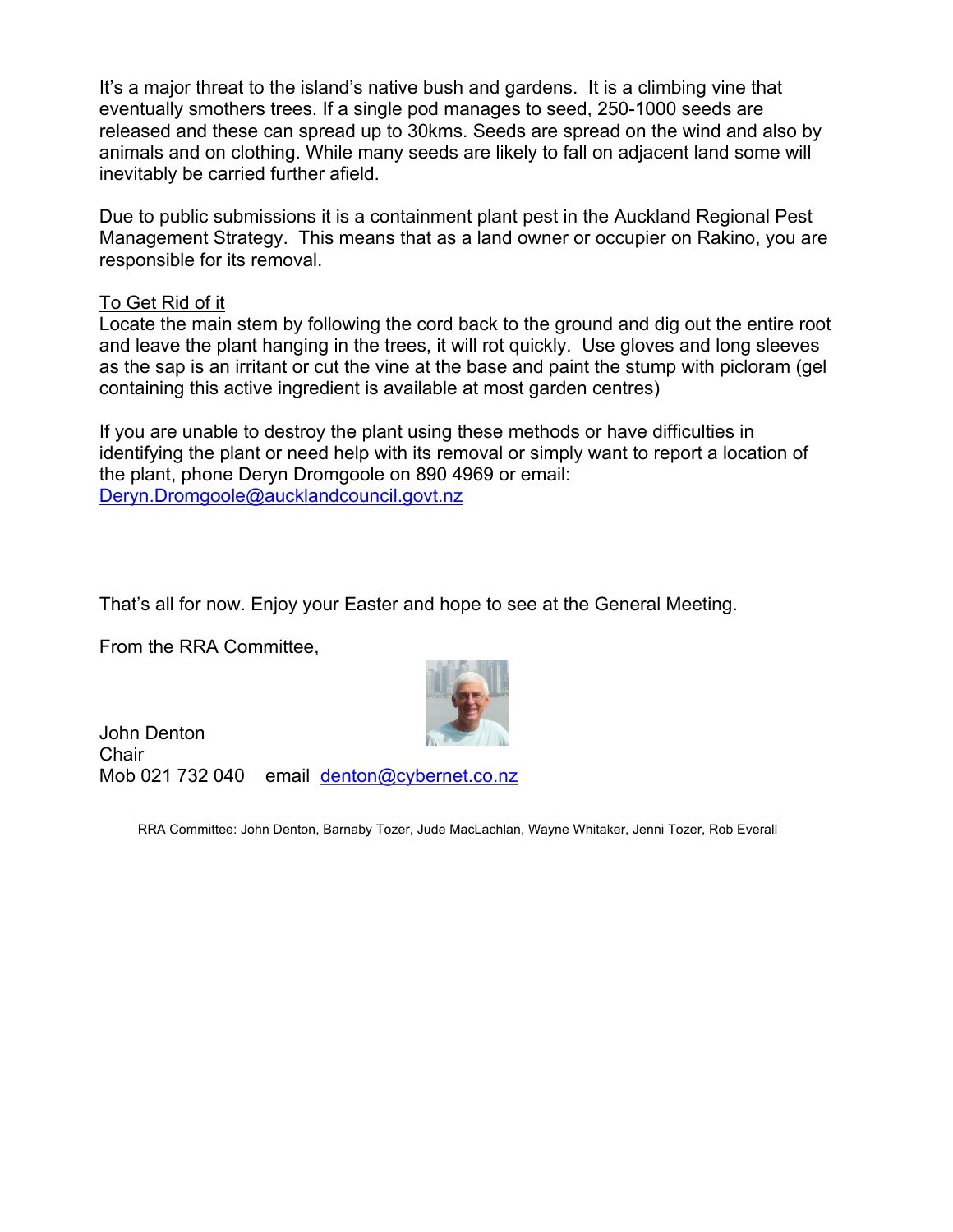It's a major threat to the island's native bush and gardens. It is a climbing vine that eventually smothers trees. If a single pod manages to seed, 250-1000 seeds are released and these can spread up to 30kms. Seeds are spread on the wind and also by animals and on clothing. While many seeds are likely to fall on adjacent land some will inevitably be carried further afield.

Due to public submissions it is a containment plant pest in the Auckland Regional Pest Management Strategy. This means that as a land owner or occupier on Rakino, you are responsible for its removal.

<u>To Get Rid of it</u>
Locate the main stem by following the cord back to the ground and dig out the entire root and leave the plant hanging in the trees, it will rot quickly. Use gloves and long sleeves as the sap is an irritant or cut the vine at the base and paint the stump with picloram (gel containing this active ingredient is available at most garden centres)

If you are unable to destroy the plant using these methods or have difficulties in identifying the plant or need help with its removal or simply want to report a location of the plant, phone Deryn Dromgoole on 890 4969 or email: [Deryn.Dromgoole@aucklandcouncil.govt.nz](mailto:Deryn.Dromgoole@aucklandcouncil.govt.nz)

That's all for now. Enjoy your Easter and hope to see at the General Meeting.

From the RRA Committee,

John Denton
Chair
Mob 021 732 040 email [denton@cybernet.co.nz](mailto:denton@cybernet.co.nz)

---

RRA Committee: John Denton, Barnaby Tozer, Jude MacLachlan, Wayne Whitaker, Jenni Tozer, Rob Everall